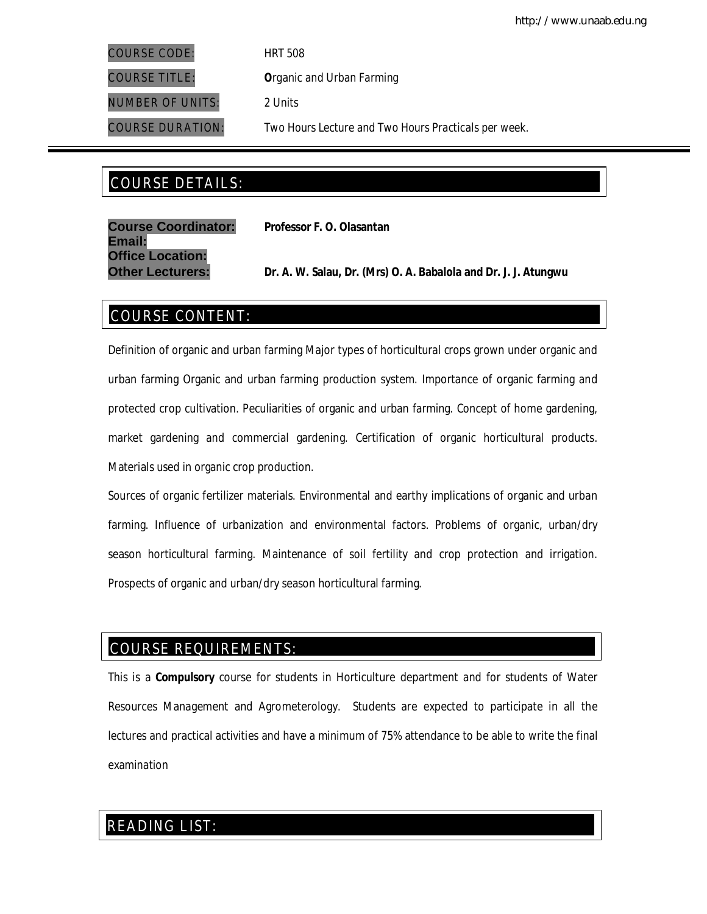| | |
|---|---|
| COURSE CODE: | HRT 508 |
| COURSE TITLE: | **O**rganic and Urban Farming |
| NUMBER OF UNITS: | 2 Units |
| COURSE DURATION: | Two Hours Lecture and Two Hours Practicals per week. |

## COURSE DETAILS:

**Course Coordinator:** **Professor F. O. Olasantan**
**Email:**
**Office Location:**
**Other Lecturers:** **Dr. A. W. Salau, Dr. (Mrs) O. A. Babalola and Dr. J. J. Atungwu**

## COURSE CONTENT:

Definition of organic and urban farming Major types of horticultural crops grown under organic and urban farming Organic and urban farming production system. Importance of organic farming and protected crop cultivation. Peculiarities of organic and urban farming. Concept of home gardening, market gardening and commercial gardening. Certification of organic horticultural products. Materials used in organic crop production.

Sources of organic fertilizer materials. Environmental and earthy implications of organic and urban farming. Influence of urbanization and environmental factors. Problems of organic, urban/dry season horticultural farming. Maintenance of soil fertility and crop protection and irrigation. Prospects of organic and urban/dry season horticultural farming.

## COURSE REQUIREMENTS:

This is a **Compulsory** course for students in Horticulture department and for students of Water Resources Management and Agrometerology. Students are expected to participate in all the lectures and practical activities and have a minimum of 75% attendance to be able to write the final examination

## READING LIST: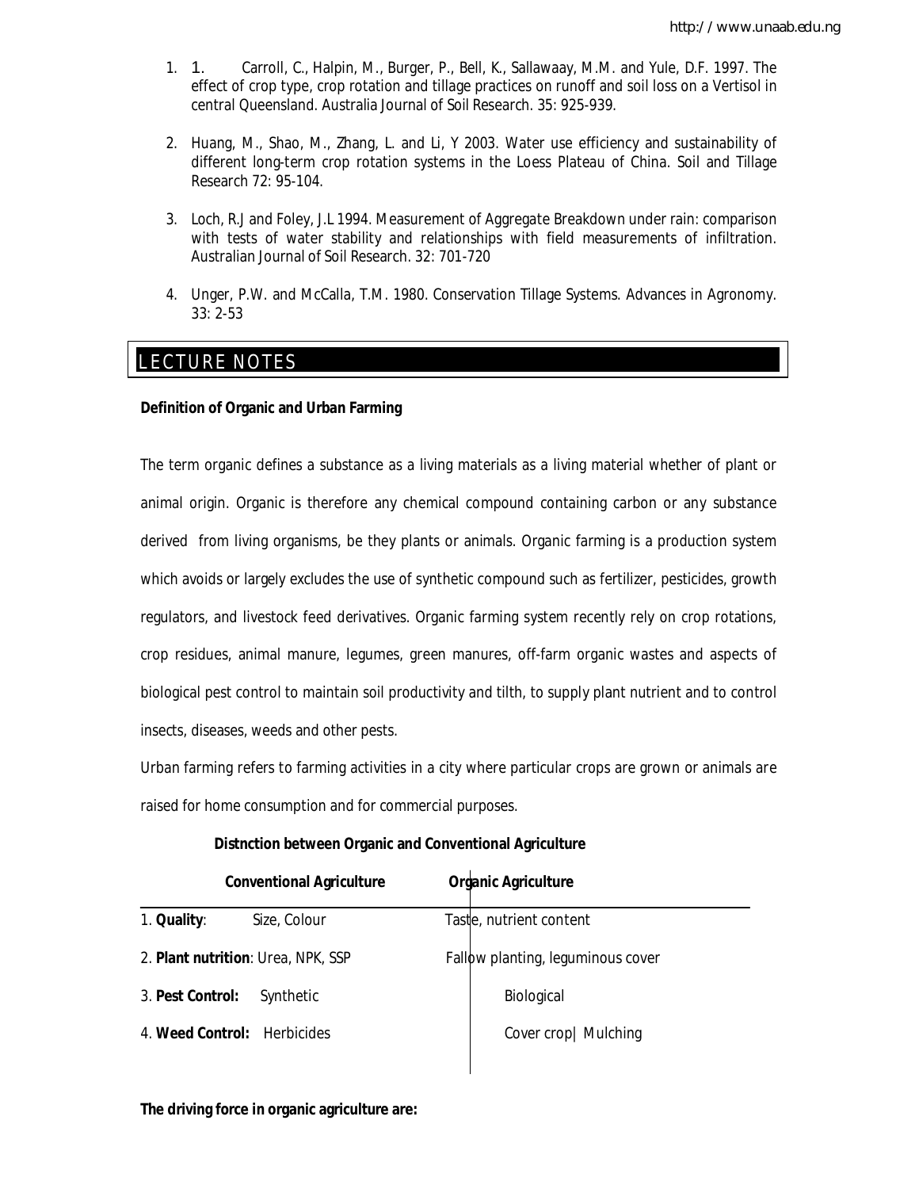1. 1. Carroll, C., Halpin, M., Burger, P., Bell, K., Sallawaay, M.M. and Yule, D.F. 1997. The effect of crop type, crop rotation and tillage practices on runoff and soil loss on a Vertisol in central Queensland. Australia Journal of Soil Research. 35: 925-939.

2. Huang, M., Shao, M., Zhang, L. and Li, Y 2003. Water use efficiency and sustainability of different long-term crop rotation systems in the Loess Plateau of China. Soil and Tillage Research 72: 95-104.

3. Loch, R.J and Foley, J.L 1994. Measurement of Aggregate Breakdown under rain: comparison with tests of water stability and relationships with field measurements of infiltration. Australian Journal of Soil Research. 32: 701-720

4. Unger, P.W. and McCalla, T.M. 1980. Conservation Tillage Systems. Advances in Agronomy. 33: 2-53

## LECTURE NOTES

**Definition of Organic and Urban Farming**

The term organic defines a substance as a living materials as a living material whether of plant or animal origin. Organic is therefore any chemical compound containing carbon or any substance derived from living organisms, be they plants or animals. Organic farming is a production system which avoids or largely excludes the use of synthetic compound such as fertilizer, pesticides, growth regulators, and livestock feed derivatives. Organic farming system recently rely on crop rotations, crop residues, animal manure, legumes, green manures, off-farm organic wastes and aspects of biological pest control to maintain soil productivity and tilth, to supply plant nutrient and to control insects, diseases, weeds and other pests.

Urban farming refers to farming activities in a city where particular crops are grown or animals are raised for home consumption and for commercial purposes.

**Distnction between Organic and Conventional Agriculture**

| **Conventional Agriculture** | **Organic Agriculture** |
|---|---|
| 1. **Quality**: Size, Colour | Taste, nutrient content |
| 2. **Plant nutrition**: Urea, NPK, SSP | Fallow planting, leguminous cover |
| 3. **Pest Control:** Synthetic | Biological |
| 4. **Weed Control:** Herbicides | Cover crop\| Mulching |

**The driving force in organic agriculture are:**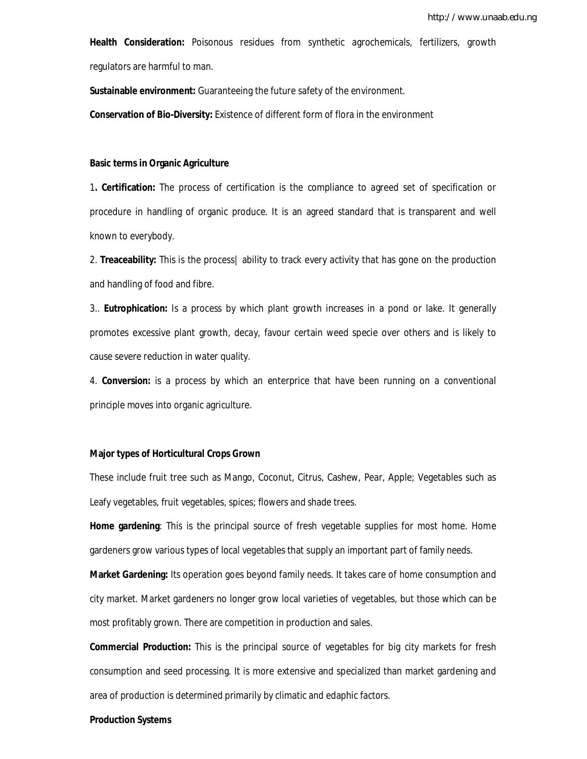**Health Consideration:** Poisonous residues from synthetic agrochemicals, fertilizers, growth regulators are harmful to man.

**Sustainable environment:** Guaranteeing the future safety of the environment.

**Conservation of Bio-Diversity:** Existence of different form of flora in the environment

**Basic terms in Organic Agriculture**

1**. Certification:** The process of certification is the compliance to agreed set of specification or procedure in handling of organic produce. It is an agreed standard that is transparent and well known to everybody.

2. **Treaceability:** This is the process| ability to track every activity that has gone on the production and handling of food and fibre.

3.. **Eutrophication:** Is a process by which plant growth increases in a pond or lake. It generally promotes excessive plant growth, decay, favour certain weed specie over others and is likely to cause severe reduction in water quality.

4. **Conversion:** is a process by which an enterprice that have been running on a conventional principle moves into organic agriculture.

**Major types of Horticultural Crops Grown**

These include fruit tree such as Mango, Coconut, Citrus, Cashew, Pear, Apple; Vegetables such as Leafy vegetables, fruit vegetables, spices; flowers and shade trees.

**Home gardening**: This is the principal source of fresh vegetable supplies for most home. Home gardeners grow various types of local vegetables that supply an important part of family needs.

**Market Gardening:** Its operation goes beyond family needs. It takes care of home consumption and city market. Market gardeners no longer grow local varieties of vegetables, but those which can be most profitably grown. There are competition in production and sales.

**Commercial Production:** This is the principal source of vegetables for big city markets for fresh consumption and seed processing. It is more extensive and specialized than market gardening and area of production is determined primarily by climatic and edaphic factors.

**Production Systems**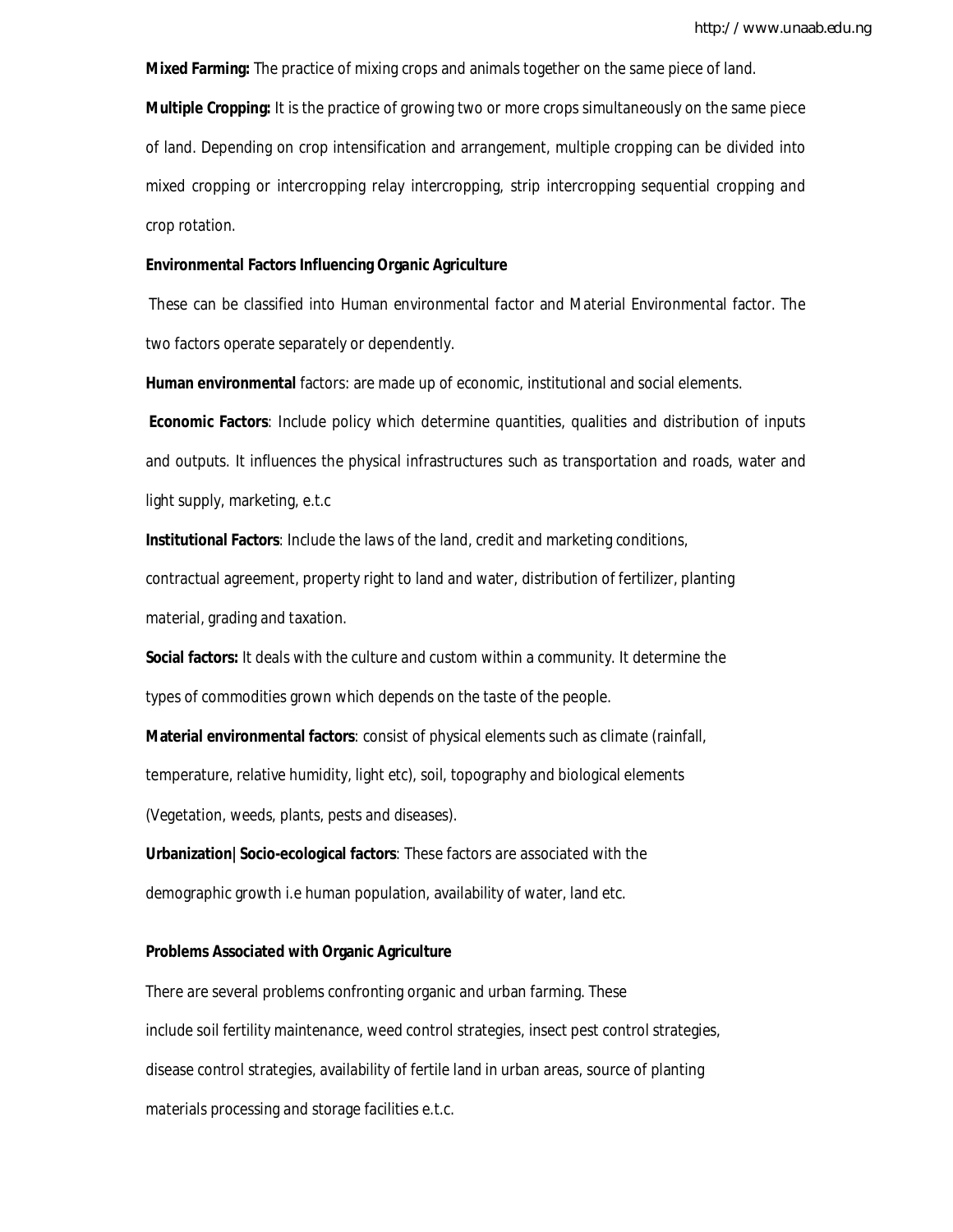**Mixed Farming:** The practice of mixing crops and animals together on the same piece of land.

**Multiple Cropping:** It is the practice of growing two or more crops simultaneously on the same piece of land. Depending on crop intensification and arrangement, multiple cropping can be divided into mixed cropping or intercropping relay intercropping, strip intercropping sequential cropping and crop rotation.

**Environmental Factors Influencing Organic Agriculture**

These can be classified into Human environmental factor and Material Environmental factor. The two factors operate separately or dependently.

**Human environmental** factors: are made up of economic, institutional and social elements.

**Economic Factors**: Include policy which determine quantities, qualities and distribution of inputs and outputs. It influences the physical infrastructures such as transportation and roads, water and light supply, marketing, e.t.c

**Institutional Factors**: Include the laws of the land, credit and marketing conditions, contractual agreement, property right to land and water, distribution of fertilizer, planting material, grading and taxation.

**Social factors:** It deals with the culture and custom within a community. It determine the types of commodities grown which depends on the taste of the people.

**Material environmental factors**: consist of physical elements such as climate (rainfall, temperature, relative humidity, light etc), soil, topography and biological elements (Vegetation, weeds, plants, pests and diseases).

**Urbanization|Socio-ecological factors**: These factors are associated with the demographic growth i.e human population, availability of water, land etc.

**Problems Associated with Organic Agriculture**

There are several problems confronting organic and urban farming. These include soil fertility maintenance, weed control strategies, insect pest control strategies, disease control strategies, availability of fertile land in urban areas, source of planting materials processing and storage facilities e.t.c.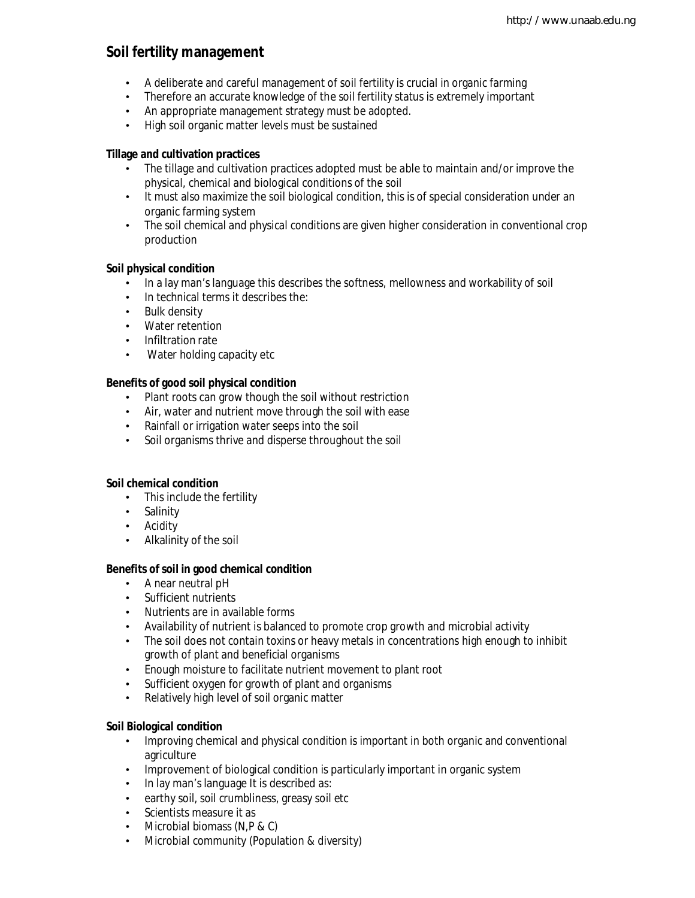## Soil fertility management

- A deliberate and careful management of soil fertility is crucial in organic farming
- Therefore an accurate knowledge of the soil fertility status is extremely important
- An appropriate management strategy must be adopted.
- High soil organic matter levels must be sustained

**Tillage and cultivation practices**

- The tillage and cultivation practices adopted must be able to maintain and/or improve the physical, chemical and biological conditions of the soil
- It must also maximize the soil biological condition, this is of special consideration under an organic farming system
- The soil chemical and physical conditions are given higher consideration in conventional crop production

**Soil physical condition**

- In a lay man's language this describes the softness, mellowness and workability of soil
- In technical terms it describes the:
- Bulk density
- Water retention
- Infiltration rate
- Water holding capacity etc

**Benefits of good soil physical condition**

- Plant roots can grow though the soil without restriction
- Air, water and nutrient move through the soil with ease
- Rainfall or irrigation water seeps into the soil
- Soil organisms thrive and disperse throughout the soil

**Soil chemical condition**

- This include the fertility
- Salinity
- Acidity
- Alkalinity of the soil

**Benefits of soil in good chemical condition**

- A near neutral pH
- Sufficient nutrients
- Nutrients are in available forms
- Availability of nutrient is balanced to promote crop growth and microbial activity
- The soil does not contain toxins or heavy metals in concentrations high enough to inhibit growth of plant and beneficial organisms
- Enough moisture to facilitate nutrient movement to plant root
- Sufficient oxygen for growth of plant and organisms
- Relatively high level of soil organic matter

**Soil Biological condition**

- Improving chemical and physical condition is important in both organic and conventional agriculture
- Improvement of biological condition is particularly important in organic system
- In lay man's language It is described as:
- earthy soil, soil crumbliness, greasy soil etc
- Scientists measure it as
- Microbial biomass (N,P & C)
- Microbial community (Population & diversity)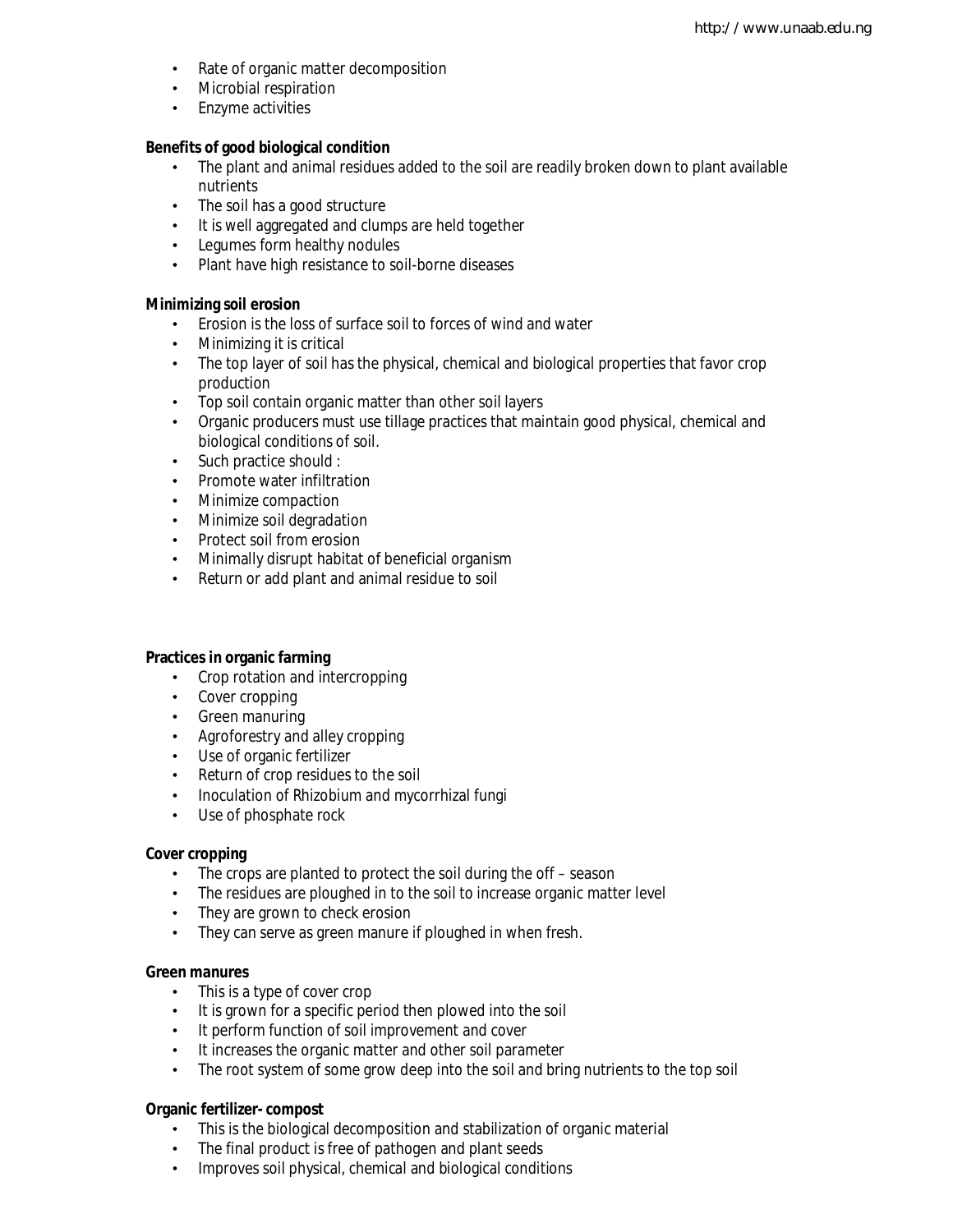- Rate of organic matter decomposition
- Microbial respiration
- Enzyme activities

**Benefits of good biological condition**

- The plant and animal residues added to the soil are readily broken down to plant available nutrients
- The soil has a good structure
- It is well aggregated and clumps are held together
- Legumes form healthy nodules
- Plant have high resistance to soil-borne diseases

**Minimizing soil erosion**

- Erosion is the loss of surface soil to forces of wind and water
- Minimizing it is critical
- The top layer of soil has the physical, chemical and biological properties that favor crop production
- Top soil contain organic matter than other soil layers
- Organic producers must use tillage practices that maintain good physical, chemical and biological conditions of soil.
- Such practice should :
- Promote water infiltration
- Minimize compaction
- Minimize soil degradation
- Protect soil from erosion
- Minimally disrupt habitat of beneficial organism
- Return or add plant and animal residue to soil

**Practices in organic farming**

- Crop rotation and intercropping
- Cover cropping
- Green manuring
- Agroforestry and alley cropping
- Use of organic fertilizer
- Return of crop residues to the soil
- Inoculation of Rhizobium and mycorrhizal fungi
- Use of phosphate rock

**Cover cropping**

- The crops are planted to protect the soil during the off – season
- The residues are ploughed in to the soil to increase organic matter level
- They are grown to check erosion
- They can serve as green manure if ploughed in when fresh.

**Green manures**

- This is a type of cover crop
- It is grown for a specific period then plowed into the soil
- It perform function of soil improvement and cover
- It increases the organic matter and other soil parameter
- The root system of some grow deep into the soil and bring nutrients to the top soil

**Organic fertilizer- compost**

- This is the biological decomposition and stabilization of organic material
- The final product is free of pathogen and plant seeds
- Improves soil physical, chemical and biological conditions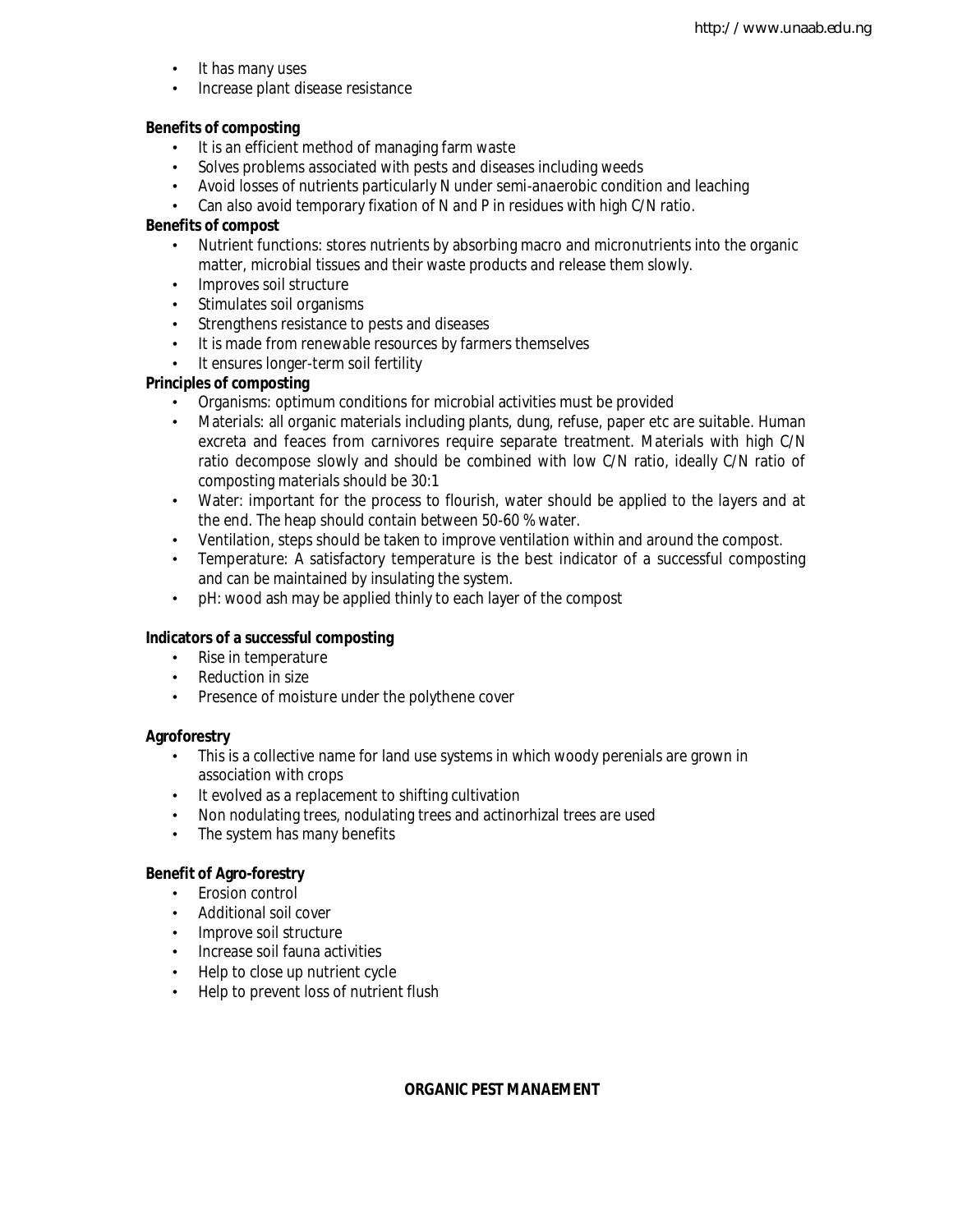- It has many uses
- Increase plant disease resistance

**Benefits of composting**

- It is an efficient method of managing farm waste
- Solves problems associated with pests and diseases including weeds
- Avoid losses of nutrients particularly N under semi-anaerobic condition and leaching
- Can also avoid temporary fixation of N and P in residues with high C/N ratio.

**Benefits of compost**

- Nutrient functions: stores nutrients by absorbing macro and micronutrients into the organic matter, microbial tissues and their waste products and release them slowly.
- Improves soil structure
- Stimulates soil organisms
- Strengthens resistance to pests and diseases
- It is made from renewable resources by farmers themselves
- It ensures longer-term soil fertility

**Principles of composting**

- Organisms: optimum conditions for microbial activities must be provided
- Materials: all organic materials including plants, dung, refuse, paper etc are suitable. Human excreta and feaces from carnivores require separate treatment. Materials with high C/N ratio decompose slowly and should be combined with low C/N ratio, ideally C/N ratio of composting materials should be 30:1
- Water: important for the process to flourish, water should be applied to the layers and at the end. The heap should contain between 50-60 % water.
- Ventilation, steps should be taken to improve ventilation within and around the compost.
- Temperature: A satisfactory temperature is the best indicator of a successful composting and can be maintained by insulating the system.
- pH: wood ash may be applied thinly to each layer of the compost

**Indicators of a successful composting**

- Rise in temperature
- Reduction in size
- Presence of moisture under the polythene cover

**Agroforestry**

- This is a collective name for land use systems in which woody perenials are grown in association with crops
- It evolved as a replacement to shifting cultivation
- Non nodulating trees, nodulating trees and actinorhizal trees are used
- The system has many benefits

**Benefit of Agro-forestry**

- Erosion control
- Additional soil cover
- Improve soil structure
- Increase soil fauna activities
- Help to close up nutrient cycle
- Help to prevent loss of nutrient flush

## ORGANIC PEST MANAEMENT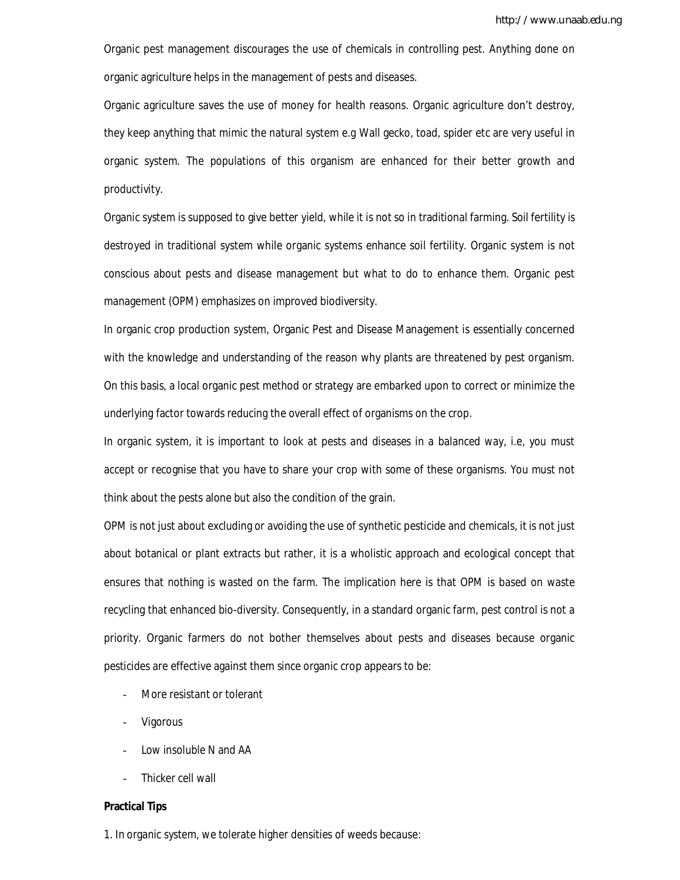Organic pest management discourages the use of chemicals in controlling pest. Anything done on organic agriculture helps in the management of pests and diseases.

Organic agriculture saves the use of money for health reasons. Organic agriculture don't destroy, they keep anything that mimic the natural system e.g Wall gecko, toad, spider etc are very useful in organic system. The populations of this organism are enhanced for their better growth and productivity.

Organic system is supposed to give better yield, while it is not so in traditional farming. Soil fertility is destroyed in traditional system while organic systems enhance soil fertility. Organic system is not conscious about pests and disease management but what to do to enhance them. Organic pest management (OPM) emphasizes on improved biodiversity.

In organic crop production system, Organic Pest and Disease Management is essentially concerned with the knowledge and understanding of the reason why plants are threatened by pest organism. On this basis, a local organic pest method or strategy are embarked upon to correct or minimize the underlying factor towards reducing the overall effect of organisms on the crop.

In organic system, it is important to look at pests and diseases in a balanced way, i.e, you must accept or recognise that you have to share your crop with some of these organisms. You must not think about the pests alone but also the condition of the grain.

OPM is not just about excluding or avoiding the use of synthetic pesticide and chemicals, it is not just about botanical or plant extracts but rather, it is a wholistic approach and ecological concept that ensures that nothing is wasted on the farm. The implication here is that OPM is based on waste recycling that enhanced bio-diversity. Consequently, in a standard organic farm, pest control is not a priority. Organic farmers do not bother themselves about pests and diseases because organic pesticides are effective against them since organic crop appears to be:

- More resistant or tolerant
- Vigorous
- Low insoluble N and AA
- Thicker cell wall

**Practical Tips**

1. In organic system, we tolerate higher densities of weeds because: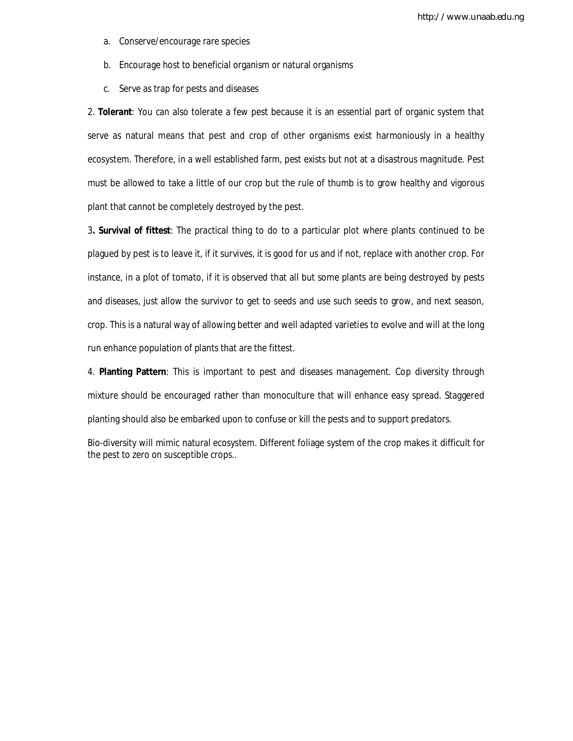a. Conserve/encourage rare species

b. Encourage host to beneficial organism or natural organisms

c. Serve as trap for pests and diseases

2. **Tolerant**: You can also tolerate a few pest because it is an essential part of organic system that serve as natural means that pest and crop of other organisms exist harmoniously in a healthy ecosystem. Therefore, in a well established farm, pest exists but not at a disastrous magnitude. Pest must be allowed to take a little of our crop but the rule of thumb is to grow healthy and vigorous plant that cannot be completely destroyed by the pest.

3**. Survival of fittest**: The practical thing to do to a particular plot where plants continued to be plagued by pest is to leave it, if it survives, it is good for us and if not, replace with another crop. For instance, in a plot of tomato, if it is observed that all but some plants are being destroyed by pests and diseases, just allow the survivor to get to seeds and use such seeds to grow, and next season, crop. This is a natural way of allowing better and well adapted varieties to evolve and will at the long run enhance population of plants that are the fittest.

4. **Planting Pattern**: This is important to pest and diseases management. Cop diversity through mixture should be encouraged rather than monoculture that will enhance easy spread. Staggered planting should also be embarked upon to confuse or kill the pests and to support predators.

Bio-diversity will mimic natural ecosystem. Different foliage system of the crop makes it difficult for the pest to zero on susceptible crops..